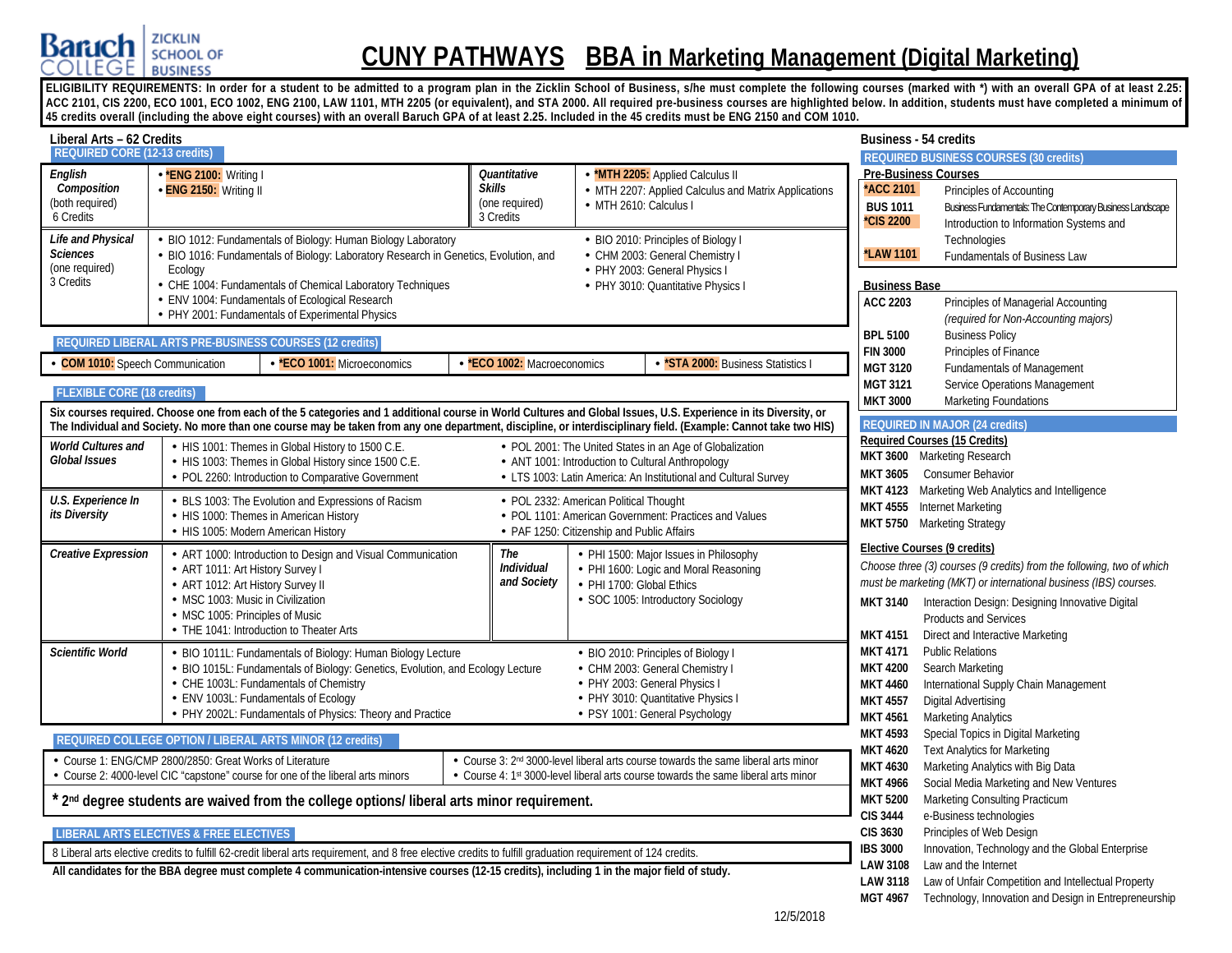# CUNY PATHWAYS BBA in Marketing Management (Digital Marketing)

Baruch College — Zicklin School of Business

**ELIGIBILITY REQUIREMENTS: In order for a student to be admitted to a program plan in the Zicklin School of Business, s/he must complete the following courses (marked with *) with an overall GPA of at least 2.25: ACC 2101, CIS 2200, ECO 1001, ECO 1002, ENG 2100, LAW 1101, MTH 2205 (or equivalent), and STA 2000. All required pre-business courses are highlighted below. In addition, students must have completed a minimum of 45 credits overall (including the above eight courses) with an overall Baruch GPA of at least 2.25. Included in the 45 credits must be ENG 2150 and COM 1010.**

## Liberal Arts – 62 Credits

### REQUIRED CORE (12-13 credits)

| Category | Courses | Category | Courses |
|---|---|---|---|
| *English Composition* (both required) 6 Credits | • ***ENG 2100:** Writing I<br>• **ENG 2150:** Writing II | *Quantitative Skills* (one required) 3 Credits | • ***MTH 2205:** Applied Calculus II<br>• MTH 2207: Applied Calculus and Matrix Applications<br>• MTH 2610: Calculus I |
| *Life and Physical Sciences* (one required) 3 Credits | • BIO 1012: Fundamentals of Biology: Human Biology Laboratory<br>• BIO 1016: Fundamentals of Biology: Laboratory Research in Genetics, Evolution, and Ecology<br>• CHE 1004: Fundamentals of Chemical Laboratory Techniques<br>• ENV 1004: Fundamentals of Ecological Research<br>• PHY 2001: Fundamentals of Experimental Physics | | • BIO 2010: Principles of Biology I<br>• CHM 2003: General Chemistry I<br>• PHY 2003: General Physics I<br>• PHY 3010: Quantitative Physics I |

### REQUIRED LIBERAL ARTS PRE-BUSINESS COURSES (12 credits)

- **COM 1010:** Speech Communication
- ***ECO 1001:** Microeconomics
- ***ECO 1002:** Macroeconomics
- ***STA 2000:** Business Statistics I

### FLEXIBLE CORE (18 credits)

**Six courses required. Choose one from each of the 5 categories and 1 additional course in World Cultures and Global Issues, U.S. Experience in Its Diversity, or The Individual and Society. No more than one course may be taken from any one department, discipline, or interdisciplinary field. (Example: Cannot take two HIS)**

| Category | Courses | Courses |
|---|---|---|
| *World Cultures and Global Issues* | • HIS 1001: Themes in Global History to 1500 C.E.<br>• HIS 1003: Themes in Global History since 1500 C.E.<br>• POL 2260: Introduction to Comparative Government | • POL 2001: The United States in an Age of Globalization<br>• ANT 1001: Introduction to Cultural Anthropology<br>• LTS 1003: Latin America: An Institutional and Cultural Survey |
| *U.S. Experience in its Diversity* | • BLS 1003: The Evolution and Expressions of Racism<br>• HIS 1000: Themes in American History<br>• HIS 1005: Modern American History | • POL 2332: American Political Thought<br>• POL 1101: American Government: Practices and Values<br>• PAF 1250: Citizenship and Public Affairs |
| *Creative Expression* | • ART 1000: Introduction to Design and Visual Communication<br>• ART 1011: Art History Survey I<br>• ART 1012: Art History Survey II<br>• MSC 1003: Music in Civilization<br>• MSC 1005: Principles of Music<br>• THE 1041: Introduction to Theater Arts | |
| *The Individual and Society* | • PHI 1500: Major Issues in Philosophy<br>• PHI 1600: Logic and Moral Reasoning<br>• PHI 1700: Global Ethics<br>• SOC 1005: Introductory Sociology | |
| *Scientific World* | • BIO 1011L: Fundamentals of Biology: Human Biology Lecture<br>• BIO 1015L: Fundamentals of Biology: Genetics, Evolution, and Ecology Lecture<br>• CHE 1003L: Fundamentals of Chemistry<br>• ENV 1003L: Fundamentals of Ecology<br>• PHY 2002L: Fundamentals of Physics: Theory and Practice | • BIO 2010: Principles of Biology I<br>• CHM 2003: General Chemistry I<br>• PHY 2003: General Physics I<br>• PHY 3010: Quantitative Physics I<br>• PSY 1001: General Psychology |

### REQUIRED COLLEGE OPTION / LIBERAL ARTS MINOR (12 credits)

- Course 1: ENG/CMP 2800/2850: Great Works of Literature
- Course 2: 4000-level CIC "capstone" course for one of the liberal arts minors
- Course 3: 2nd 3000-level liberal arts course towards the same liberal arts minor
- Course 4: 1st 3000-level liberal arts course towards the same liberal arts minor

**\* 2nd degree students are waived from the college options/ liberal arts minor requirement.**

### LIBERAL ARTS ELECTIVES & FREE ELECTIVES

8 Liberal arts elective credits to fulfill 62-credit liberal arts requirement, and 8 free elective credits to fulfill graduation requirement of 124 credits.

**All candidates for the BBA degree must complete 4 communication-intensive courses (12-15 credits), including 1 in the major field of study.**

## Business - 54 credits

### REQUIRED BUSINESS COURSES (30 credits)

**Pre-Business Courses**

| Course | Title |
|---|---|
| *ACC 2101 | Principles of Accounting |
| BUS 1011 | Business Fundamentals: The Contemporary Business Landscape |
| *CIS 2200 | Introduction to Information Systems and Technologies |
| *LAW 1101 | Fundamentals of Business Law |

**Business Base**

| Course | Title |
|---|---|
| ACC 2203 | Principles of Managerial Accounting *(required for Non-Accounting majors)* |
| BPL 5100 | Business Policy |
| FIN 3000 | Principles of Finance |
| MGT 3120 | Fundamentals of Management |
| MGT 3121 | Service Operations Management |
| MKT 3000 | Marketing Foundations |

### REQUIRED IN MAJOR (24 credits)

**Required Courses (15 Credits)**

| Course | Title |
|---|---|
| MKT 3600 | Marketing Research |
| MKT 3605 | Consumer Behavior |
| MKT 4123 | Marketing Web Analytics and Intelligence |
| MKT 4555 | Internet Marketing |
| MKT 5750 | Marketing Strategy |

**Elective Courses (9 credits)**

*Choose three (3) courses (9 credits) from the following, two of which must be marketing (MKT) or international business (IBS) courses.*

| Course | Title |
|---|---|
| MKT 3140 | Interaction Design: Designing Innovative Digital Products and Services |
| MKT 4151 | Direct and Interactive Marketing |
| MKT 4171 | Public Relations |
| MKT 4200 | Search Marketing |
| MKT 4460 | International Supply Chain Management |
| MKT 4557 | Digital Advertising |
| MKT 4561 | Marketing Analytics |
| MKT 4593 | Special Topics in Digital Marketing |
| MKT 4620 | Text Analytics for Marketing |
| MKT 4630 | Marketing Analytics with Big Data |
| MKT 4966 | Social Media Marketing and New Ventures |
| MKT 5200 | Marketing Consulting Practicum |
| CIS 3444 | e-Business technologies |
| CIS 3630 | Principles of Web Design |
| IBS 3000 | Innovation, Technology and the Global Enterprise |
| LAW 3108 | Law and the Internet |
| LAW 3118 | Law of Unfair Competition and Intellectual Property |
| MGT 4967 | Technology, Innovation and Design in Entrepreneurship |

12/5/2018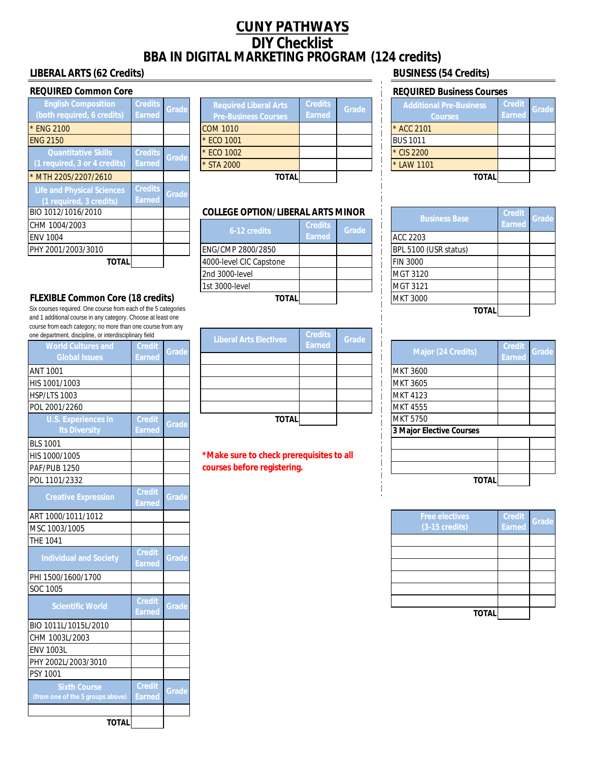# CUNY PATHWAYS
# DIY Checklist
# BBA IN DIGITAL MARKETING PROGRAM (124 credits)

## LIBERAL ARTS (62 Credits)

### REQUIRED Common Core

| English Composition (both required, 6 credits) | Credits Earned | Grade |
|---|---|---|
| * ENG 2100 | | |
| ENG 2150 | | |
| **Quantitative Skills (1 required, 3 or 4 credits)** | **Credits Earned** | **Grade** |
| * MTH 2205/2207/2610 | | |
| **Life and Physical Sciences (1 required, 3 credits)** | **Credits Earned** | **Grade** |
| BIO 1012/1016/2010 | | |
| CHM 1004/2003 | | |
| ENV 1004 | | |
| PHY 2001/2003/3010 | | |
| **TOTAL** | | |

### FLEXIBLE Common Core (18 credits)

Six courses required. One course from each of the 5 categories and 1 additional course in any category. Choose at least one course from each category; no more than one course from any one department, discipline, or interdisciplinary field

| World Cultures and Global Issues | Credit Earned | Grade |
|---|---|---|
| ANT 1001 | | |
| HIS 1001/1003 | | |
| HSP/LTS 1003 | | |
| POL 2001/2260 | | |
| **U.S. Experiences in Its Diversity** | **Credit Earned** | **Grade** |
| BLS 1001 | | |
| HIS 1000/1005 | | |
| PAF/PUB 1250 | | |
| POL 1101/2332 | | |
| **Creative Expression** | **Credit Earned** | **Grade** |
| ART 1000/1011/1012 | | |
| MSC 1003/1005 | | |
| THE 1041 | | |
| **Individual and Society** | **Credit Earned** | **Grade** |
| PHI 1500/1600/1700 | | |
| SOC 1005 | | |
| **Scientific World** | **Credit Earned** | **Grade** |
| BIO 1011L/1015L/2010 | | |
| CHM 1003L/2003 | | |
| ENV 1003L | | |
| PHY 2002L/2003/3010 | | |
| PSY 1001 | | |
| **Sixth Course (from one of the 5 groups above)** | **Credit Earned** | **Grade** |
| | | |
| **TOTAL** | | |

| Required Liberal Arts Pre-Business Courses | Credits Earned | Grade |
|---|---|---|
| COM 1010 | | |
| * ECO 1001 | | |
| * ECO 1002 | | |
| * STA 2000 | | |
| **TOTAL** | | |

### COLLEGE OPTION/LIBERAL ARTS MINOR

| 6-12 credits | Credits Earned | Grade |
|---|---|---|
| ENG/CMP 2800/2850 | | |
| 4000-level CIC Capstone | | |
| 2nd 3000-level | | |
| 1st 3000-level | | |
| **TOTAL** | | |

| Liberal Arts Electives | Credits Earned | Grade |
|---|---|---|
| | | |
| | | |
| | | |
| | | |
| **TOTAL** | | |

**\*Make sure to check prerequisites to all courses before registering.**

## BUSINESS (54 Credits)

### REQUIRED Business Courses

| Additional Pre-Business Courses | Credit Earned | Grade |
|---|---|---|
| * ACC 2101 | | |
| BUS 1011 | | |
| * CIS 2200 | | |
| * LAW 1101 | | |
| **TOTAL** | | |

| Business Base | Credit Earned | Grade |
|---|---|---|
| ACC 2203 | | |
| BPL 5100 (USR status) | | |
| FIN 3000 | | |
| MGT 3120 | | |
| MGT 3121 | | |
| MKT 3000 | | |
| **TOTAL** | | |

| Major (24 Credits) | Credit Earned | Grade |
|---|---|---|
| MKT 3600 | | |
| MKT 3605 | | |
| MKT 4123 | | |
| MKT 4555 | | |
| MKT 5750 | | |
| **3 Major Elective Courses** | | |
| | | |
| | | |
| | | |
| **TOTAL** | | |

| Free electives (3-15 credits) | Credit Earned | Grade |
|---|---|---|
| | | |
| | | |
| | | |
| | | |
| | | |
| | | |
| **TOTAL** | | |